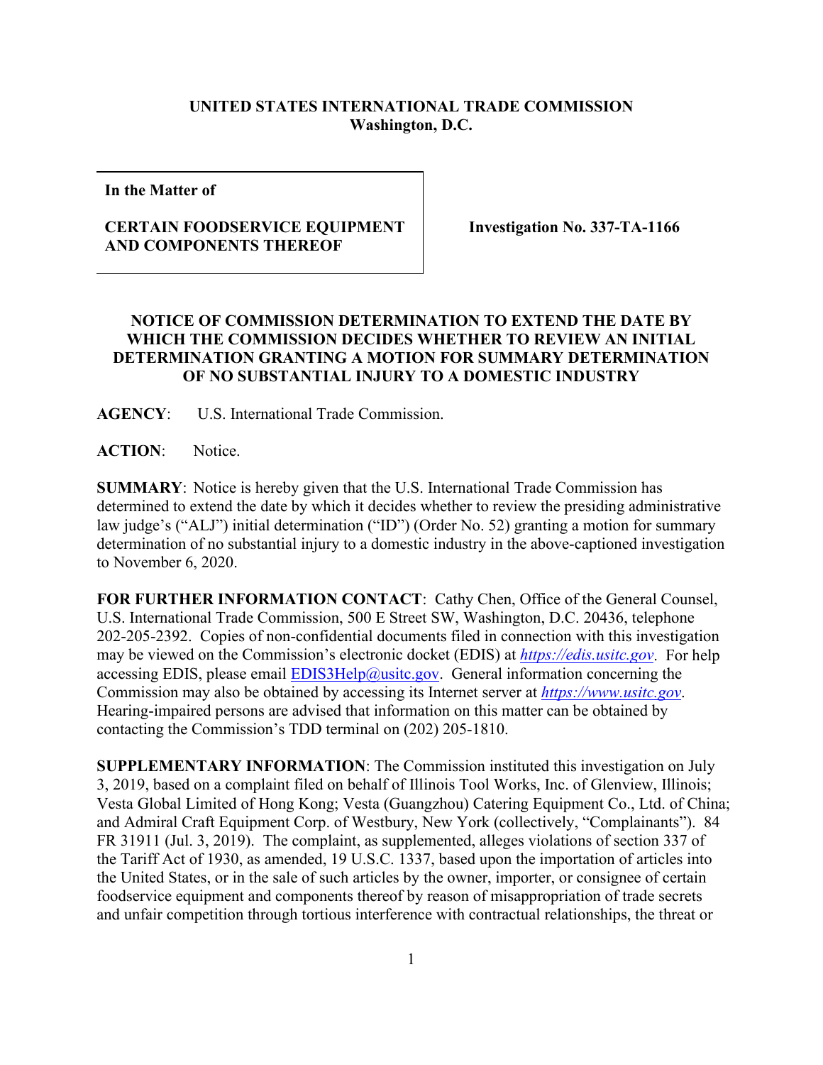**UNITED STATES INTERNATIONAL TRADE COMMISSION**
**Washington, D.C.**

| **In the Matter of**<br><br>**CERTAIN FOODSERVICE EQUIPMENT AND COMPONENTS THEREOF** | **Investigation No. 337-TA-1166** |
|---|---|

## NOTICE OF COMMISSION DETERMINATION TO EXTEND THE DATE BY WHICH THE COMMISSION DECIDES WHETHER TO REVIEW AN INITIAL DETERMINATION GRANTING A MOTION FOR SUMMARY DETERMINATION OF NO SUBSTANTIAL INJURY TO A DOMESTIC INDUSTRY

**AGENCY**: U.S. International Trade Commission.

**ACTION**: Notice.

**SUMMARY**: Notice is hereby given that the U.S. International Trade Commission has determined to extend the date by which it decides whether to review the presiding administrative law judge's ("ALJ") initial determination ("ID") (Order No. 52) granting a motion for summary determination of no substantial injury to a domestic industry in the above-captioned investigation to November 6, 2020.

**FOR FURTHER INFORMATION CONTACT**: Cathy Chen, Office of the General Counsel, U.S. International Trade Commission, 500 E Street SW, Washington, D.C. 20436, telephone 202-205-2392. Copies of non-confidential documents filed in connection with this investigation may be viewed on the Commission's electronic docket (EDIS) at *https://edis.usitc.gov*. For help accessing EDIS, please email EDIS3Help@usitc.gov. General information concerning the Commission may also be obtained by accessing its Internet server at *https://www.usitc.gov*. Hearing-impaired persons are advised that information on this matter can be obtained by contacting the Commission's TDD terminal on (202) 205-1810.

**SUPPLEMENTARY INFORMATION**: The Commission instituted this investigation on July 3, 2019, based on a complaint filed on behalf of Illinois Tool Works, Inc. of Glenview, Illinois; Vesta Global Limited of Hong Kong; Vesta (Guangzhou) Catering Equipment Co., Ltd. of China; and Admiral Craft Equipment Corp. of Westbury, New York (collectively, "Complainants"). 84 FR 31911 (Jul. 3, 2019). The complaint, as supplemented, alleges violations of section 337 of the Tariff Act of 1930, as amended, 19 U.S.C. 1337, based upon the importation of articles into the United States, or in the sale of such articles by the owner, importer, or consignee of certain foodservice equipment and components thereof by reason of misappropriation of trade secrets and unfair competition through tortious interference with contractual relationships, the threat or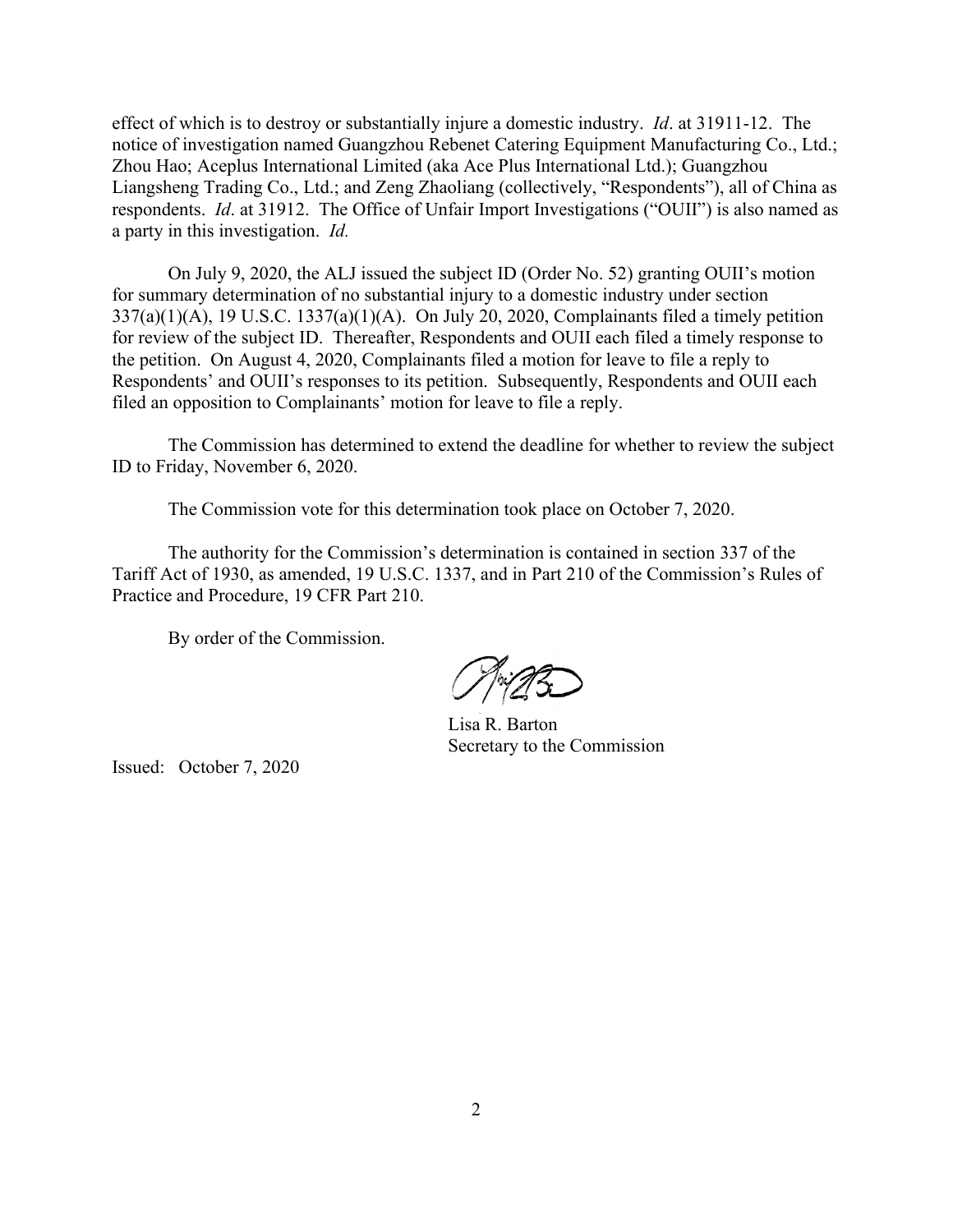effect of which is to destroy or substantially injure a domestic industry. *Id*. at 31911-12. The notice of investigation named Guangzhou Rebenet Catering Equipment Manufacturing Co., Ltd.; Zhou Hao; Aceplus International Limited (aka Ace Plus International Ltd.); Guangzhou Liangsheng Trading Co., Ltd.; and Zeng Zhaoliang (collectively, "Respondents"), all of China as respondents. *Id*. at 31912. The Office of Unfair Import Investigations ("OUII") is also named as a party in this investigation. *Id.*

On July 9, 2020, the ALJ issued the subject ID (Order No. 52) granting OUII's motion for summary determination of no substantial injury to a domestic industry under section 337(a)(1)(A), 19 U.S.C. 1337(a)(1)(A). On July 20, 2020, Complainants filed a timely petition for review of the subject ID. Thereafter, Respondents and OUII each filed a timely response to the petition. On August 4, 2020, Complainants filed a motion for leave to file a reply to Respondents' and OUII's responses to its petition. Subsequently, Respondents and OUII each filed an opposition to Complainants' motion for leave to file a reply.

The Commission has determined to extend the deadline for whether to review the subject ID to Friday, November 6, 2020.

The Commission vote for this determination took place on October 7, 2020.

The authority for the Commission's determination is contained in section 337 of the Tariff Act of 1930, as amended, 19 U.S.C. 1337, and in Part 210 of the Commission's Rules of Practice and Procedure, 19 CFR Part 210.

By order of the Commission.

Lisa R. Barton
Secretary to the Commission

Issued: October 7, 2020